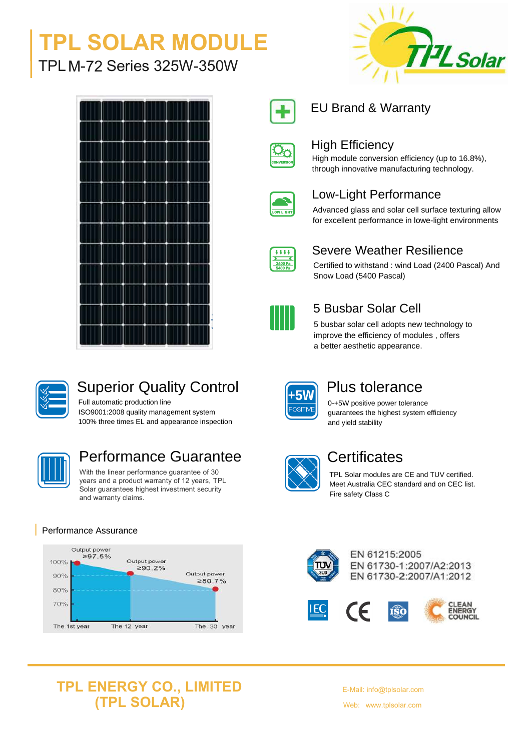# TPL SOLAR MODULE

TPL M-72 Series 325W-350W

## EU Brand & Warranty

## High Efficiency

High module conversion efficiency (up to 16.8%), through innovative manufacturing technology.

## Low-Light Performance

Advanced glass and solar cell surface texturing allow for excellent performance in lowe-light environments

## Severe Weather Resilience

Certified to withstand : wind Load (2400 Pascal) And Snow Load (5400 Pascal)

## 5 Busbar Solar Cell

5 busbar solar cell adopts new technology to improve the efficiency of modules , offers a better aesthetic appearance.

## Superior Quality Control

Full automatic production line
ISO9001:2008 quality management system
100% three times EL and appearance inspection

## Plus tolerance

0-+5W positive power tolerance guarantees the highest system efficiency and yield stability

## Performance Guarantee

With the linear performance guarantee of 30 years and a product warranty of 12 years, TPL Solar guarantees highest investment security and warranty claims.

## Certificates

TPL Solar modules are CE and TUV certified.
Meet Australia CEC standard and on CEC list.
Fire safety Class C

### Performance Assurance

Output power ≥97.5% (The 1st year)
Output power ≥90.2% (The 12 year)
Output power ≥80.7% (The 30 year)

EN 61215:2005
EN 61730-1:2007/A2:2013
EN 61730-2:2007/A1:2012

**TPL ENERGY CO., LIMITED (TPL SOLAR)**

E-Mail: info@tplsolar.com
Web: www.tplsolar.com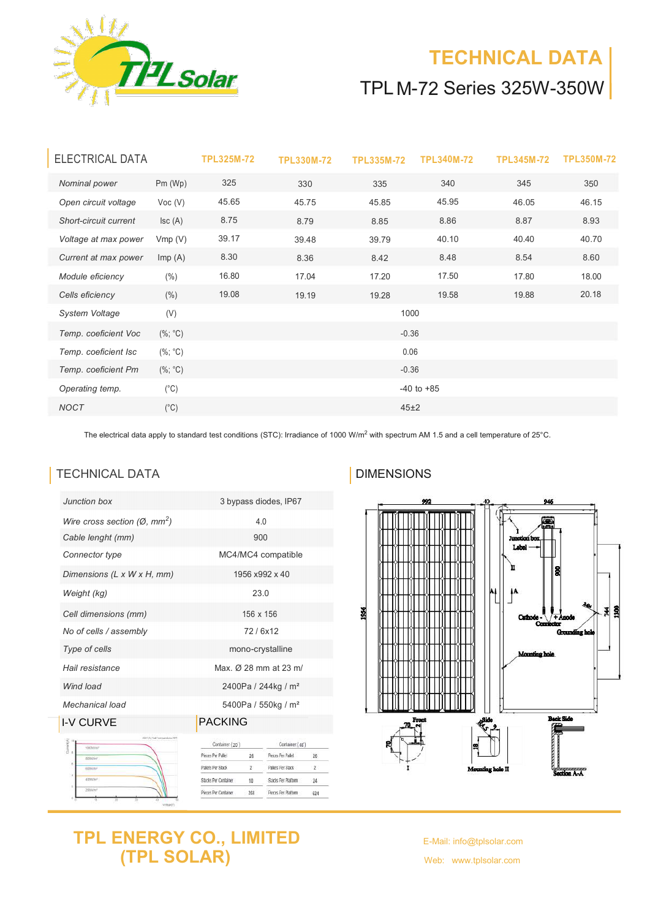# TECHNICAL DATA

## TPL M-72 Series 325W-350W

| ELECTRICAL DATA | | TPL325M-72 | TPL330M-72 | TPL335M-72 | TPL340M-72 | TPL345M-72 | TPL350M-72 |
|---|---|---|---|---|---|---|---|
| *Nominal power* | Pm (Wp) | 325 | 330 | 335 | 340 | 345 | 350 |
| *Open circuit voltage* | Voc (V) | 45.65 | 45.75 | 45.85 | 45.95 | 46.05 | 46.15 |
| *Short-circuit current* | Isc (A) | 8.75 | 8.79 | 8.85 | 8.86 | 8.87 | 8.93 |
| *Voltage at max power* | Vmp (V) | 39.17 | 39.48 | 39.79 | 40.10 | 40.40 | 40.70 |
| *Current at max power* | Imp (A) | 8.30 | 8.36 | 8.42 | 8.48 | 8.54 | 8.60 |
| *Module eficiency* | (%) | 16.80 | 17.04 | 17.20 | 17.50 | 17.80 | 18.00 |
| *Cells eficiency* | (%) | 19.08 | 19.19 | 19.28 | 19.58 | 19.88 | 20.18 |
| *System Voltage* | (V) | 1000 | | | | | |
| *Temp. coeficient Voc* | (%; °C) | -0.36 | | | | | |
| *Temp. coeficient Isc* | (%; °C) | 0.06 | | | | | |
| *Temp. coeficient Pm* | (%; °C) | -0.36 | | | | | |
| *Operating temp.* | (°C) | -40 to +85 | | | | | |
| *NOCT* | (°C) | 45±2 | | | | | |

The electrical data apply to standard test conditions (STC): Irradiance of 1000 W/m$^2$ with spectrum AM 1.5 and a cell temperature of 25°C.

## TECHNICAL DATA

| | |
|---|---|
| *Junction box* | 3 bypass diodes, IP67 |
| *Wire cross section (Ø, mm$^2$)* | 4.0 |
| *Cable lenght (mm)* | 900 |
| *Connector type* | MC4/MC4 compatible |
| *Dimensions (L x W x H, mm)* | 1956 x992 x 40 |
| *Weight (kg)* | 23.0 |
| *Cell dimensions (mm)* | 156 x 156 |
| *No of cells / assembly* | 72 / 6x12 |
| *Type of cells* | mono-crystalline |
| *Hail resistance* | Max. Ø 28 mm at 23 m/ |
| *Wind load* | 2400Pa / 244kg / m² |
| *Mechanical load* | 5400Pa / 550kg / m² |

## I-V CURVE

1000W/m²
800W/m²
600W/m²
400W/m²
200W/m²

## PACKING

| Container (20') | | Container (40') | |
|---|---|---|---|
| Pieces Per Pallet | 26 | Pieces Per Pallet | 26 |
| Pallets Per Stack | 2 | Pallets Per Stack | 2 |
| Stacks Per Container | 10 | Stacks Per Platform | 24 |
| Pieces Per Container | 261 | Pieces Per Platform | 624 |

## DIMENSIONS

992, 40, 946, 1956, 900, 744, 1300, Junction box, Label, Cathode -, + Anode, Connector, Grounding hole, Mounting hole, Front, Side, Back Side, Mounting hole II, Section A-A

**TPL ENERGY CO., LIMITED (TPL SOLAR)**

E-Mail: info@tplsolar.com
Web: www.tplsolar.com